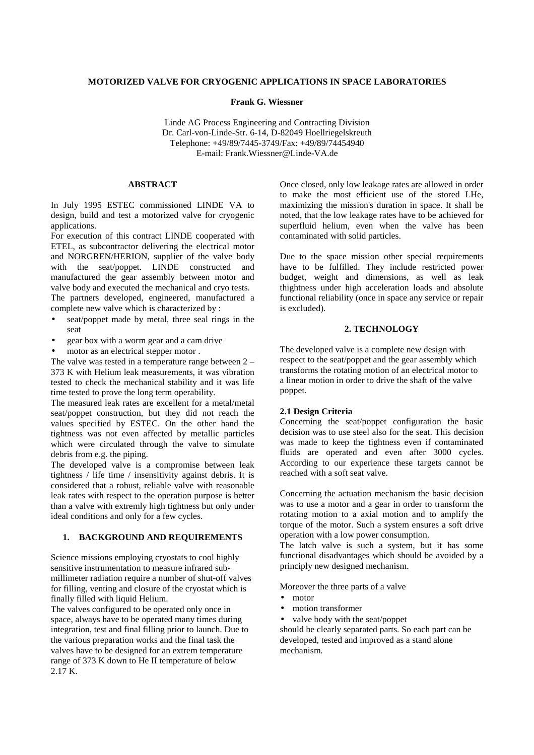# MOTORIZED VALVE FOR CRYOGENIC APPLICATIONS IN SPACE LABORATORIES

**Frank G. Wiessner**

Linde AG Process Engineering and Contracting Division
Dr. Carl-von-Linde-Str. 6-14, D-82049 Hoellriegelskreuth
Telephone: +49/89/7445-3749/Fax: +49/89/74454940
E-mail: Frank.Wiessner@Linde-VA.de

## ABSTRACT

In July 1995 ESTEC commissioned LINDE VA to design, build and test a motorized valve for cryogenic applications.

For execution of this contract LINDE cooperated with ETEL, as subcontractor delivering the electrical motor and NORGREN/HERION, supplier of the valve body with the seat/poppet. LINDE constructed and manufactured the gear assembly between motor and valve body and executed the mechanical and cryo tests.

The partners developed, engineered, manufactured a complete new valve which is characterized by :

- seat/poppet made by metal, three seal rings in the seat
- gear box with a worm gear and a cam drive
- motor as an electrical stepper motor .

The valve was tested in a temperature range between 2 – 373 K with Helium leak measurements, it was vibration tested to check the mechanical stability and it was life time tested to prove the long term operability.

The measured leak rates are excellent for a metal/metal seat/poppet construction, but they did not reach the values specified by ESTEC. On the other hand the tightness was not even affected by metallic particles which were circulated through the valve to simulate debris from e.g. the piping.

The developed valve is a compromise between leak tightness / life time / insensitivity against debris. It is considered that a robust, reliable valve with reasonable leak rates with respect to the operation purpose is better than a valve with extremly high tightness but only under ideal conditions and only for a few cycles.

## 1. BACKGROUND AND REQUIREMENTS

Science missions employing cryostats to cool highly sensitive instrumentation to measure infrared sub-millimeter radiation require a number of shut-off valves for filling, venting and closure of the cryostat which is finally filled with liquid Helium.

The valves configured to be operated only once in space, always have to be operated many times during integration, test and final filling prior to launch. Due to the various preparation works and the final task the valves have to be designed for an extrem temperature range of 373 K down to He II temperature of below 2.17 K.

Once closed, only low leakage rates are allowed in order to make the most efficient use of the stored LHe, maximizing the mission's duration in space. It shall be noted, that the low leakage rates have to be achieved for superfluid helium, even when the valve has been contaminated with solid particles.

Due to the space mission other special requirements have to be fulfilled. They include restricted power budget, weight and dimensions, as well as leak thightness under high acceleration loads and absolute functional reliability (once in space any service or repair is excluded).

## 2. TECHNOLOGY

The developed valve is a complete new design with respect to the seat/poppet and the gear assembly which transforms the rotating motion of an electrical motor to a linear motion in order to drive the shaft of the valve poppet.

### 2.1 Design Criteria

Concerning the seat/poppet configuration the basic decision was to use steel also for the seat. This decision was made to keep the tightness even if contaminated fluids are operated and even after 3000 cycles. According to our experience these targets cannot be reached with a soft seat valve.

Concerning the actuation mechanism the basic decision was to use a motor and a gear in order to transform the rotating motion to a axial motion and to amplify the torque of the motor. Such a system ensures a soft drive operation with a low power consumption.

The latch valve is such a system, but it has some functional disadvantages which should be avoided by a principly new designed mechanism.

Moreover the three parts of a valve

- motor
- motion transformer
- valve body with the seat/poppet

should be clearly separated parts. So each part can be developed, tested and improved as a stand alone mechanism.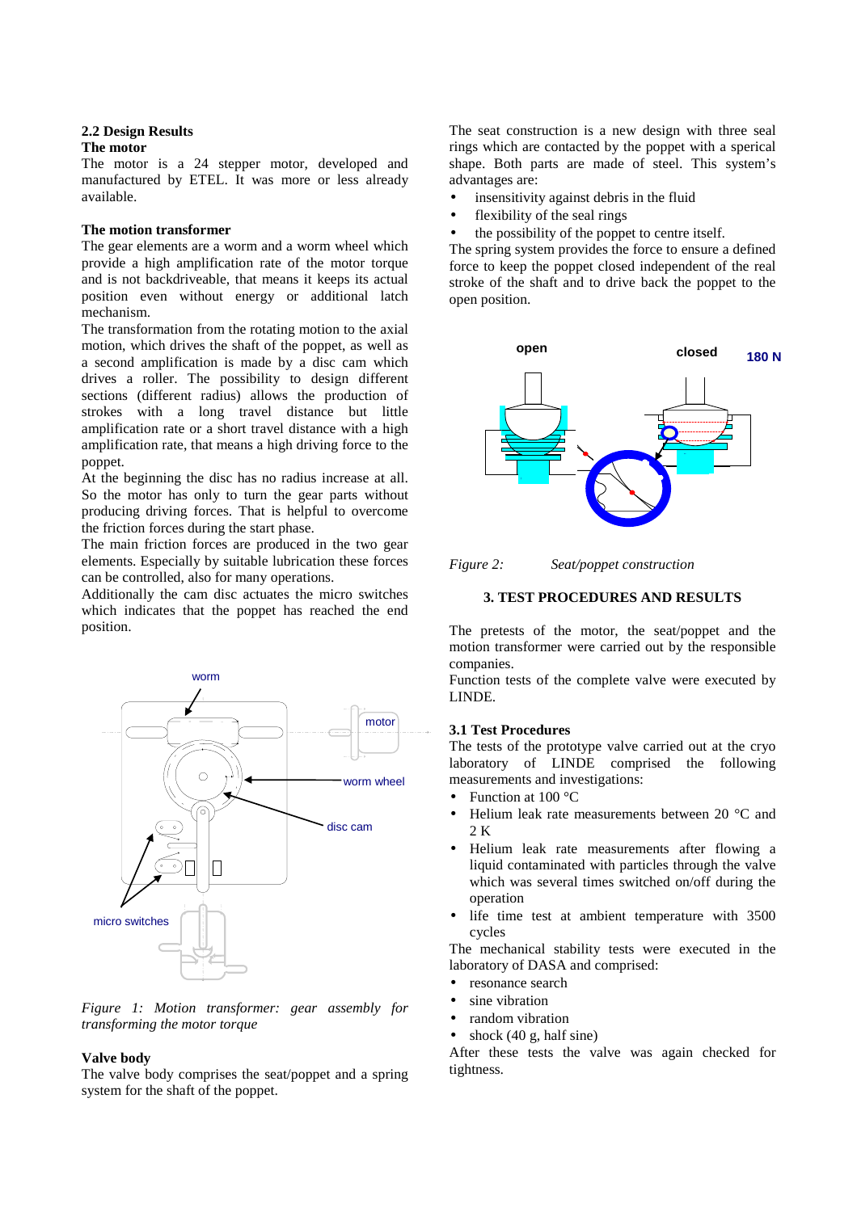## 2.2 Design Results

**The motor**

The motor is a 24 stepper motor, developed and manufactured by ETEL. It was more or less already available.

**The motion transformer**

The gear elements are a worm and a worm wheel which provide a high amplification rate of the motor torque and is not backdriveable, that means it keeps its actual position even without energy or additional latch mechanism.

The transformation from the rotating motion to the axial motion, which drives the shaft of the poppet, as well as a second amplification is made by a disc cam which drives a roller. The possibility to design different sections (different radius) allows the production of strokes with a long travel distance but little amplification rate or a short travel distance with a high amplification rate, that means a high driving force to the poppet.

At the beginning the disc has no radius increase at all. So the motor has only to turn the gear parts without producing driving forces. That is helpful to overcome the friction forces during the start phase.

The main friction forces are produced in the two gear elements. Especially by suitable lubrication these forces can be controlled, also for many operations.

Additionally the cam disc actuates the micro switches which indicates that the poppet has reached the end position.

*Figure 1: Motion transformer: gear assembly for transforming the motor torque*

**Valve body**

The valve body comprises the seat/poppet and a spring system for the shaft of the poppet.

The seat construction is a new design with three seal rings which are contacted by the poppet with a sperical shape. Both parts are made of steel. This system's advantages are:

- insensitivity against debris in the fluid
- flexibility of the seal rings
- the possibility of the poppet to centre itself.

The spring system provides the force to ensure a defined force to keep the poppet closed independent of the real stroke of the shaft and to drive back the poppet to the open position.

*Figure 2: Seat/poppet construction*

## 3. TEST PROCEDURES AND RESULTS

The pretests of the motor, the seat/poppet and the motion transformer were carried out by the responsible companies.

Function tests of the complete valve were executed by LINDE.

### 3.1 Test Procedures

The tests of the prototype valve carried out at the cryo laboratory of LINDE comprised the following measurements and investigations:

- Function at 100 °C
- Helium leak rate measurements between 20 °C and 2 K
- Helium leak rate measurements after flowing a liquid contaminated with particles through the valve which was several times switched on/off during the operation
- life time test at ambient temperature with 3500 cycles

The mechanical stability tests were executed in the laboratory of DASA and comprised:

- resonance search
- sine vibration
- random vibration
- shock (40 g, half sine)

After these tests the valve was again checked for tightness.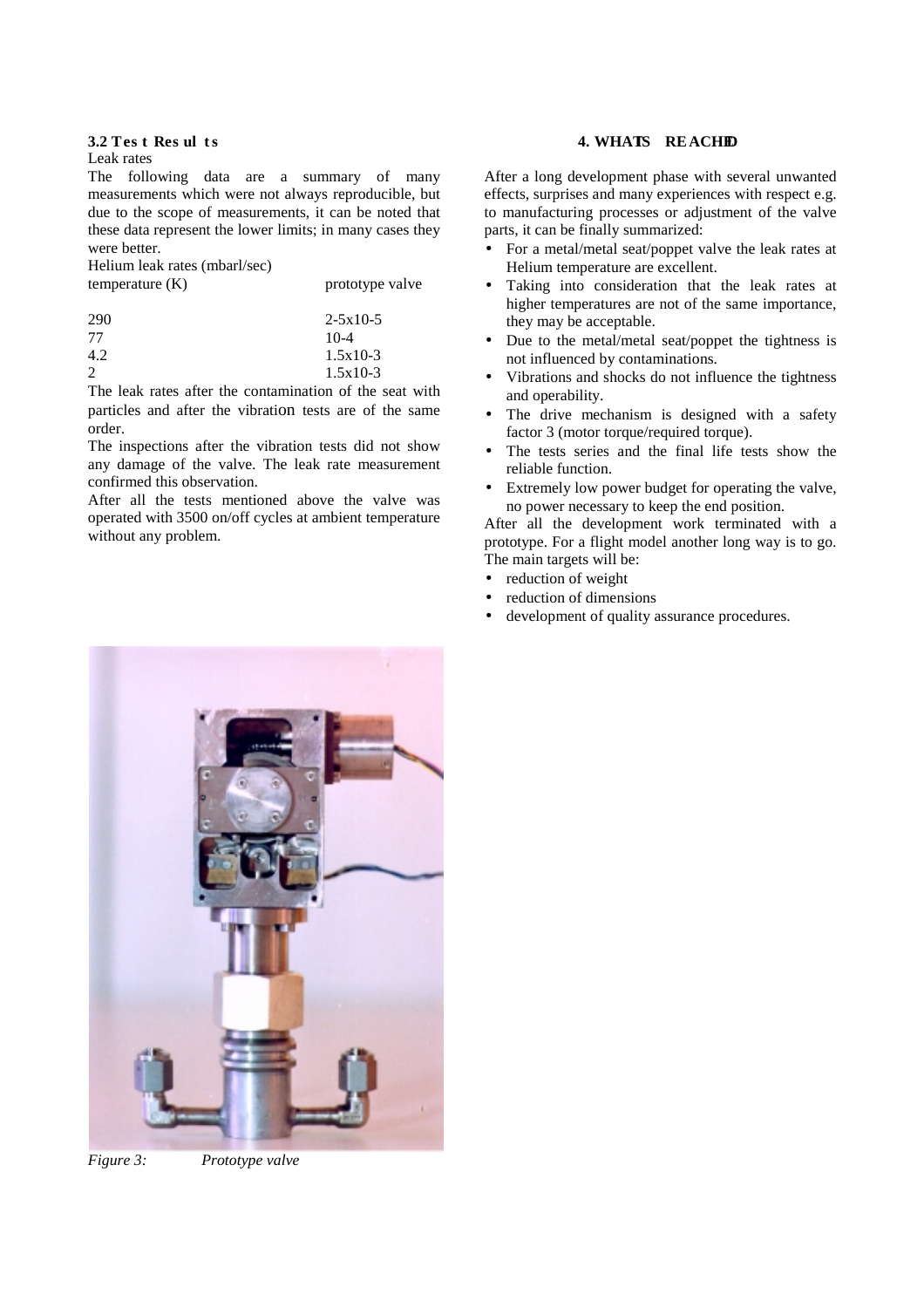### 3.2 Test Results

Leak rates

The following data are a summary of many measurements which were not always reproducible, but due to the scope of measurements, it can be noted that these data represent the lower limits; in many cases they were better.

Helium leak rates (mbarl/sec)

| temperature (K) | prototype valve |
|---|---|
| 290 | 2-5x10-5 |
| 77 | 10-4 |
| 4.2 | 1.5x10-3 |
| 2 | 1.5x10-3 |

The leak rates after the contamination of the seat with particles and after the vibration tests are of the same order.

The inspections after the vibration tests did not show any damage of the valve. The leak rate measurement confirmed this observation.

After all the tests mentioned above the valve was operated with 3500 on/off cycles at ambient temperature without any problem.

*Figure 3: Prototype valve*

## 4. WHAT IS REACHED

After a long development phase with several unwanted effects, surprises and many experiences with respect e.g. to manufacturing processes or adjustment of the valve parts, it can be finally summarized:

- For a metal/metal seat/poppet valve the leak rates at Helium temperature are excellent.
- Taking into consideration that the leak rates at higher temperatures are not of the same importance, they may be acceptable.
- Due to the metal/metal seat/poppet the tightness is not influenced by contaminations.
- Vibrations and shocks do not influence the tightness and operability.
- The drive mechanism is designed with a safety factor 3 (motor torque/required torque).
- The tests series and the final life tests show the reliable function.
- Extremely low power budget for operating the valve, no power necessary to keep the end position.

After all the development work terminated with a prototype. For a flight model another long way is to go. The main targets will be:

- reduction of weight
- reduction of dimensions
- development of quality assurance procedures.